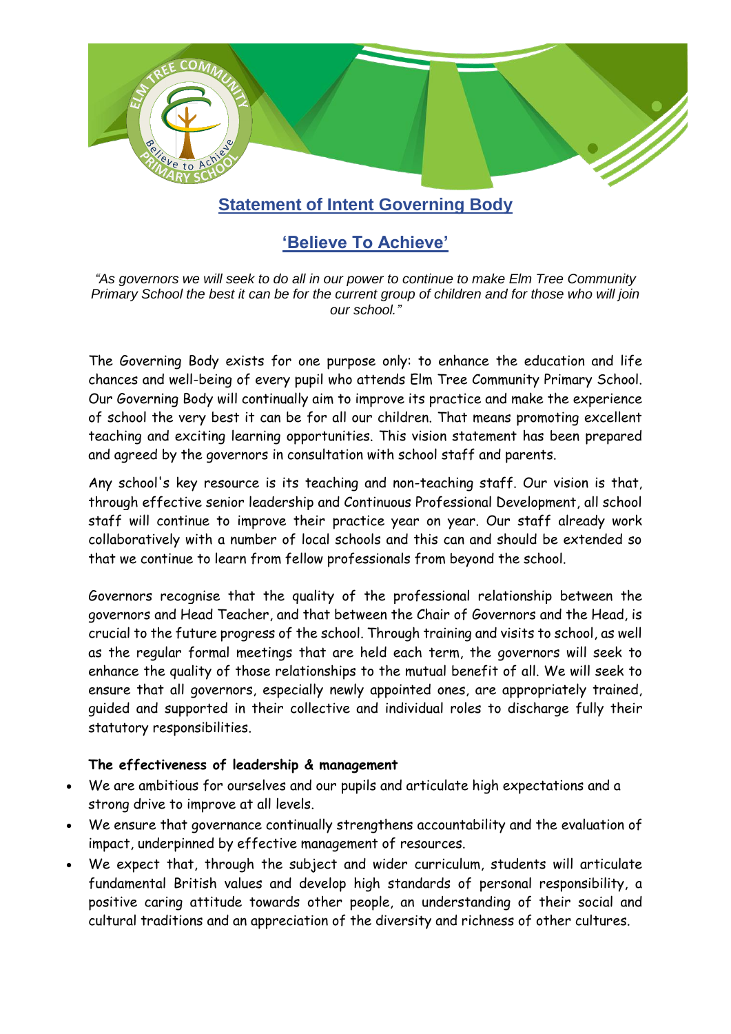# Statement of Intent Governing Body

## 'Believe To Achieve'

*"As governors we will seek to do all in our power to continue to make Elm Tree Community Primary School the best it can be for the current group of children and for those who will join our school."*

The Governing Body exists for one purpose only: to enhance the education and life chances and well-being of every pupil who attends Elm Tree Community Primary School. Our Governing Body will continually aim to improve its practice and make the experience of school the very best it can be for all our children. That means promoting excellent teaching and exciting learning opportunities. This vision statement has been prepared and agreed by the governors in consultation with school staff and parents.

Any school's key resource is its teaching and non-teaching staff. Our vision is that, through effective senior leadership and Continuous Professional Development, all school staff will continue to improve their practice year on year. Our staff already work collaboratively with a number of local schools and this can and should be extended so that we continue to learn from fellow professionals from beyond the school.

Governors recognise that the quality of the professional relationship between the governors and Head Teacher, and that between the Chair of Governors and the Head, is crucial to the future progress of the school. Through training and visits to school, as well as the regular formal meetings that are held each term, the governors will seek to enhance the quality of those relationships to the mutual benefit of all. We will seek to ensure that all governors, especially newly appointed ones, are appropriately trained, guided and supported in their collective and individual roles to discharge fully their statutory responsibilities.

**The effectiveness of leadership & management**

- We are ambitious for ourselves and our pupils and articulate high expectations and a strong drive to improve at all levels.
- We ensure that governance continually strengthens accountability and the evaluation of impact, underpinned by effective management of resources.
- We expect that, through the subject and wider curriculum, students will articulate fundamental British values and develop high standards of personal responsibility, a positive caring attitude towards other people, an understanding of their social and cultural traditions and an appreciation of the diversity and richness of other cultures.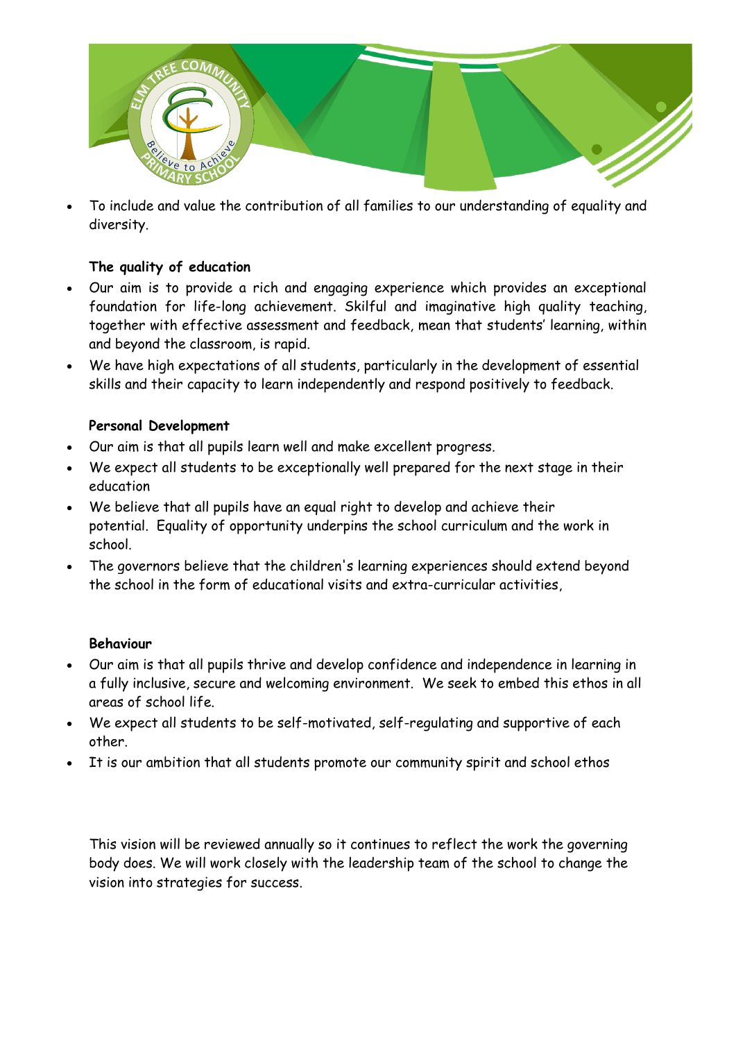- To include and value the contribution of all families to our understanding of equality and diversity.

**The quality of education**

- Our aim is to provide a rich and engaging experience which provides an exceptional foundation for life-long achievement. Skilful and imaginative high quality teaching, together with effective assessment and feedback, mean that students' learning, within and beyond the classroom, is rapid.
- We have high expectations of all students, particularly in the development of essential skills and their capacity to learn independently and respond positively to feedback.

**Personal Development**

- Our aim is that all pupils learn well and make excellent progress.
- We expect all students to be exceptionally well prepared for the next stage in their education
- We believe that all pupils have an equal right to develop and achieve their potential. Equality of opportunity underpins the school curriculum and the work in school.
- The governors believe that the children's learning experiences should extend beyond the school in the form of educational visits and extra-curricular activities,

**Behaviour**

- Our aim is that all pupils thrive and develop confidence and independence in learning in a fully inclusive, secure and welcoming environment. We seek to embed this ethos in all areas of school life.
- We expect all students to be self-motivated, self-regulating and supportive of each other.
- It is our ambition that all students promote our community spirit and school ethos

This vision will be reviewed annually so it continues to reflect the work the governing body does. We will work closely with the leadership team of the school to change the vision into strategies for success.